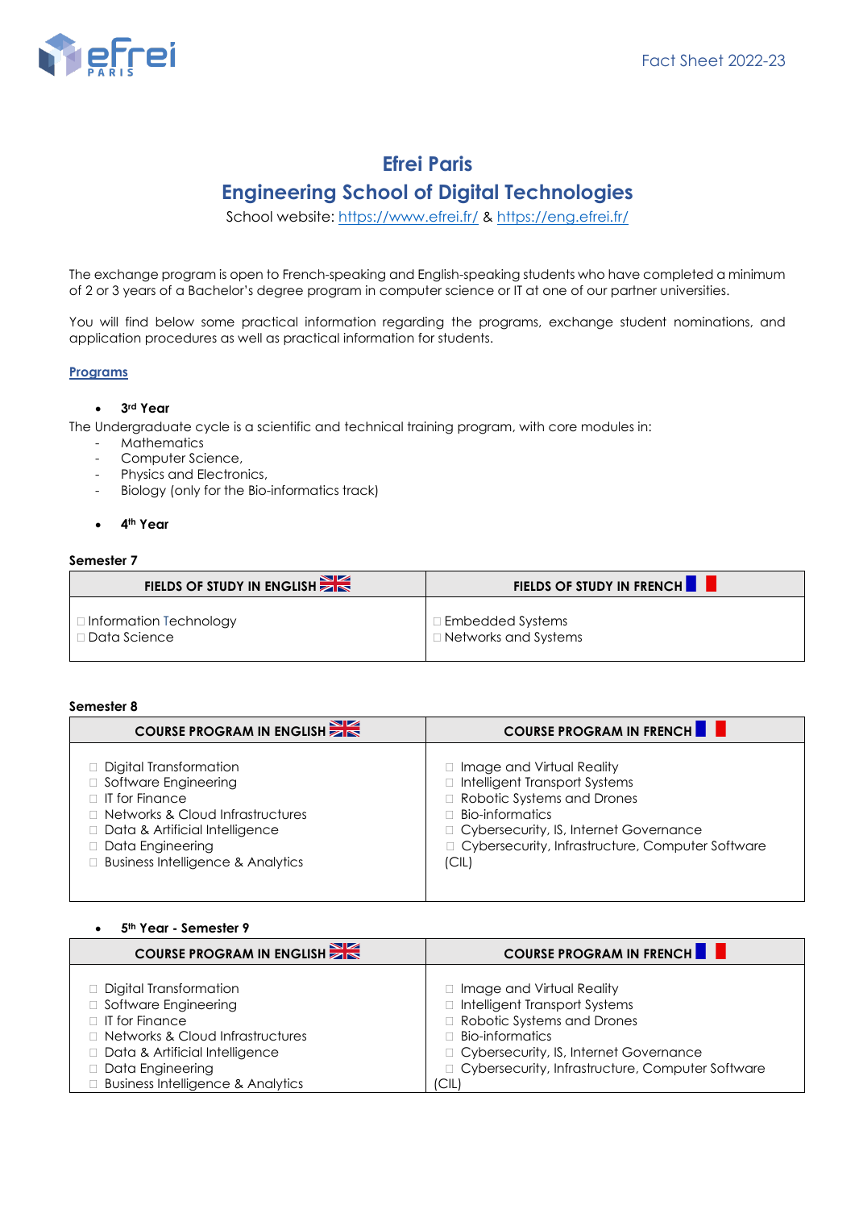Fact Sheet 2022-23

# Efrei Paris

# Engineering School of Digital Technologies

School website: [https://www.efrei.fr/](https://www.efrei.fr/) & [https://eng.efrei.fr/](https://eng.efrei.fr/)

The exchange program is open to French-speaking and English-speaking students who have completed a minimum of 2 or 3 years of a Bachelor's degree program in computer science or IT at one of our partner universities.

You will find below some practical information regarding the programs, exchange student nominations, and application procedures as well as practical information for students.

## Programs

- **3rd Year**

The Undergraduate cycle is a scientific and technical training program, with core modules in:

- Mathematics
- Computer Science,
- Physics and Electronics,
- Biology (only for the Bio-informatics track)

- **4th Year**

**Semester 7**

| FIELDS OF STUDY IN ENGLISH | FIELDS OF STUDY IN FRENCH |
|---|---|
| □ Information Technology<br>□ Data Science | □ Embedded Systems<br>□ Networks and Systems |

**Semester 8**

| COURSE PROGRAM IN ENGLISH | COURSE PROGRAM IN FRENCH |
|---|---|
| □ Digital Transformation<br>□ Software Engineering<br>□ IT for Finance<br>□ Networks & Cloud Infrastructures<br>□ Data & Artificial Intelligence<br>□ Data Engineering<br>□ Business Intelligence & Analytics | □ Image and Virtual Reality<br>□ Intelligent Transport Systems<br>□ Robotic Systems and Drones<br>□ Bio-informatics<br>□ Cybersecurity, IS, Internet Governance<br>□ Cybersecurity, Infrastructure, Computer Software (CIL) |

- **5th Year - Semester 9**

| COURSE PROGRAM IN ENGLISH | COURSE PROGRAM IN FRENCH |
|---|---|
| □ Digital Transformation<br>□ Software Engineering<br>□ IT for Finance<br>□ Networks & Cloud Infrastructures<br>□ Data & Artificial Intelligence<br>□ Data Engineering<br>□ Business Intelligence & Analytics | □ Image and Virtual Reality<br>□ Intelligent Transport Systems<br>□ Robotic Systems and Drones<br>□ Bio-informatics<br>□ Cybersecurity, IS, Internet Governance<br>□ Cybersecurity, Infrastructure, Computer Software (CIL) |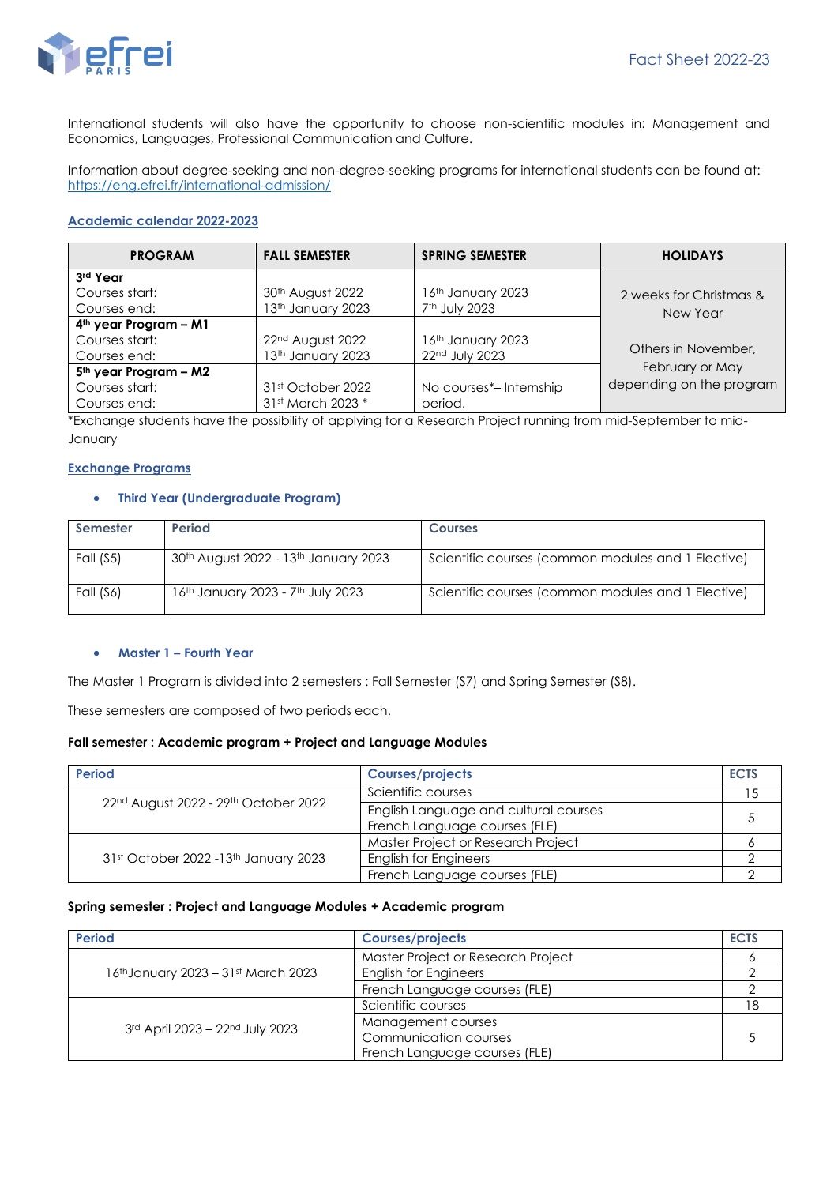International students will also have the opportunity to choose non-scientific modules in: Management and Economics, Languages, Professional Communication and Culture.

Information about degree-seeking and non-degree-seeking programs for international students can be found at: https://eng.efrei.fr/international-admission/

## Academic calendar 2022-2023

| PROGRAM | FALL SEMESTER | SPRING SEMESTER | HOLIDAYS |
|---|---|---|---|
| **3rd Year**<br>Courses start:<br>Courses end: | <br>30th August 2022<br>13th January 2023 | <br>16th January 2023<br>7th July 2023 | 2 weeks for Christmas & New Year<br><br>Others in November, February or May depending on the program |
| **4th year Program – M1**<br>Courses start:<br>Courses end: | <br>22nd August 2022<br>13th January 2023 | <br>16th January 2023<br>22nd July 2023 | |
| **5th year Program – M2**<br>Courses start:<br>Courses end: | <br>31st October 2022<br>31st March 2023 * | <br>No courses*– Internship period. | |

*Exchange students have the possibility of applying for a Research Project running from mid-September to mid-January

## Exchange Programs

- **Third Year (Undergraduate Program)**

| Semester | Period | Courses |
|---|---|---|
| Fall (S5) | 30th August 2022 - 13th January 2023 | Scientific courses (common modules and 1 Elective) |
| Fall (S6) | 16th January 2023 - 7th July 2023 | Scientific courses (common modules and 1 Elective) |

- **Master 1 – Fourth Year**

The Master 1 Program is divided into 2 semesters : Fall Semester (S7) and Spring Semester (S8).

These semesters are composed of two periods each.

**Fall semester : Academic program + Project and Language Modules**

| Period | Courses/projects | ECTS |
|---|---|---|
| 22nd August 2022 - 29th October 2022 | Scientific courses | 15 |
| | English Language and cultural courses<br>French Language courses (FLE) | 5 |
| 31st October 2022 -13th January 2023 | Master Project or Research Project | 6 |
| | English for Engineers | 2 |
| | French Language courses (FLE) | 2 |

**Spring semester : Project and Language Modules + Academic program**

| Period | Courses/projects | ECTS |
|---|---|---|
| 16thJanuary 2023 – 31st March 2023 | Master Project or Research Project | 6 |
| | English for Engineers | 2 |
| | French Language courses (FLE) | 2 |
| 3rd April 2023 – 22nd July 2023 | Scientific courses | 18 |
| | Management courses<br>Communication courses<br>French Language courses (FLE) | 5 |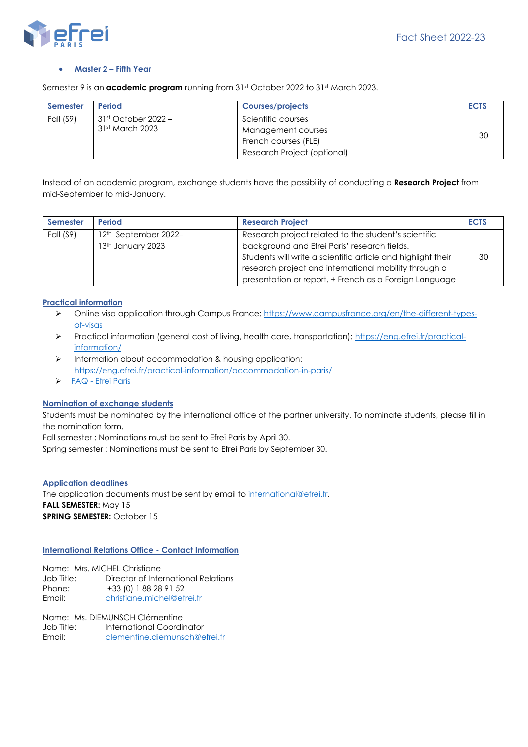- **Master 2 – Fifth Year**

Semester 9 is an **academic program** running from 31st October 2022 to 31st March 2023.

| Semester | Period | Courses/projects | ECTS |
|---|---|---|---|
| Fall (S9) | 31st October 2022 – 31st March 2023 | Scientific courses<br>Management courses<br>French courses (FLE)<br>Research Project (optional) | 30 |

Instead of an academic program, exchange students have the possibility of conducting a **Research Project** from mid-September to mid-January.

| Semester | Period | Research Project | ECTS |
|---|---|---|---|
| Fall (S9) | 12th September 2022– 13th January 2023 | Research project related to the student's scientific background and Efrei Paris' research fields.<br>Students will write a scientific article and highlight their research project and international mobility through a presentation or report. + French as a Foreign Language | 30 |

## Practical information

- Online visa application through Campus France: https://www.campusfrance.org/en/the-different-types-of-visas
- Practical information (general cost of living, health care, transportation): https://eng.efrei.fr/practical-information/
- Information about accommodation & housing application: https://eng.efrei.fr/practical-information/accommodation-in-paris/
- FAQ - Efrei Paris

## Nomination of exchange students

Students must be nominated by the international office of the partner university. To nominate students, please fill in the nomination form.

Fall semester : Nominations must be sent to Efrei Paris by April 30.

Spring semester : Nominations must be sent to Efrei Paris by September 30.

## Application deadlines

The application documents must be sent by email to international@efrei.fr.

**FALL SEMESTER:** May 15

**SPRING SEMESTER:** October 15

## International Relations Office - Contact Information

Name: Mrs. MICHEL Christiane
Job Title: Director of International Relations
Phone: +33 (0) 1 88 28 91 52
Email: christiane.michel@efrei.fr

Name: Ms. DIEMUNSCH Clémentine
Job Title: International Coordinator
Email: clementine.diemunsch@efrei.fr